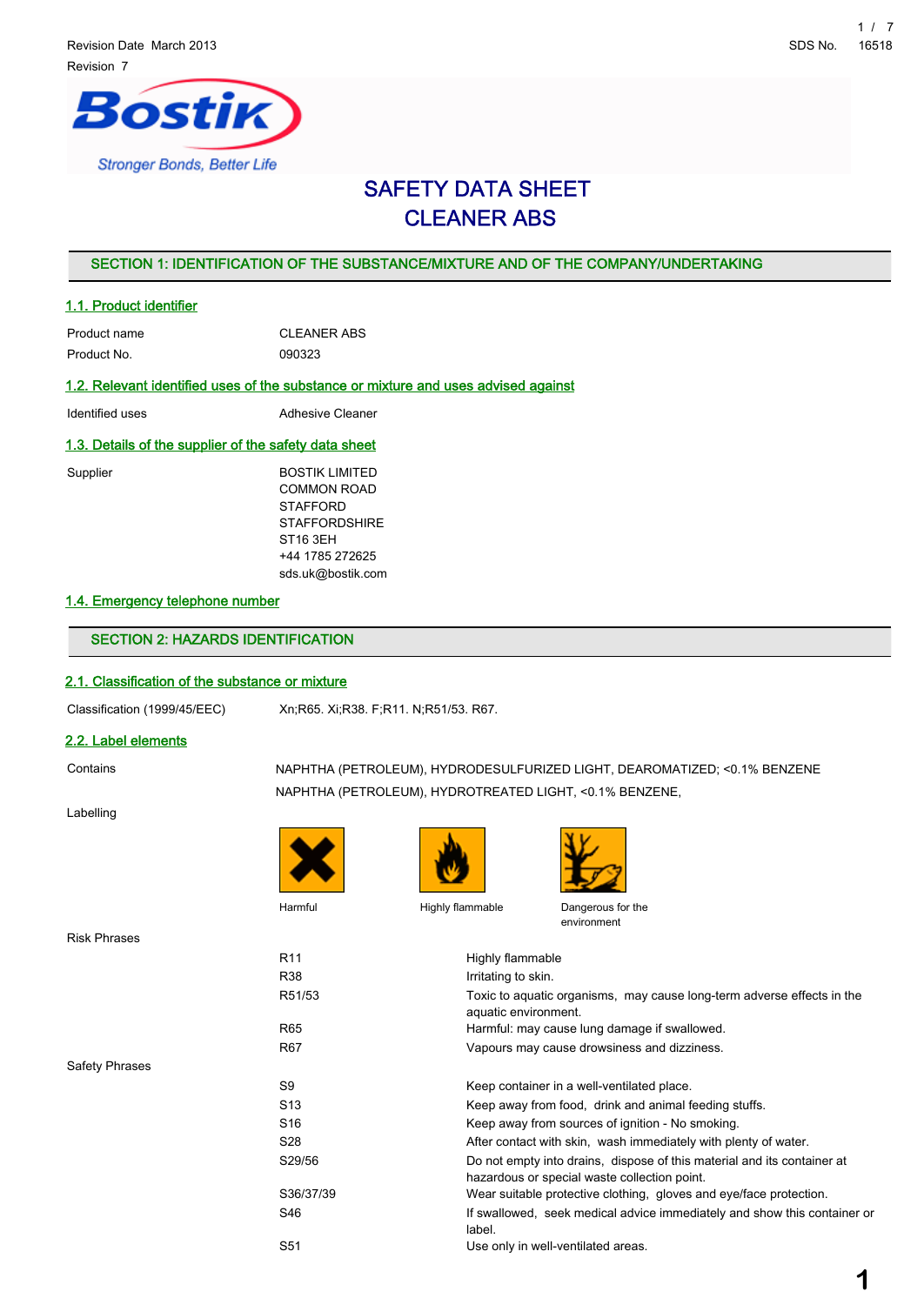Revision Date March 2013

Revision 7

SDS No. 16518

# SAFETY DATA SHEET
# CLEANER ABS

## SECTION 1: IDENTIFICATION OF THE SUBSTANCE/MIXTURE AND OF THE COMPANY/UNDERTAKING

### 1.1. Product identifier

| | |
|---|---|
| Product name | CLEANER ABS |
| Product No. | 090323 |

### 1.2. Relevant identified uses of the substance or mixture and uses advised against

| | |
|---|---|
| Identified uses | Adhesive Cleaner |

### 1.3. Details of the supplier of the safety data sheet

Supplier

BOSTIK LIMITED
COMMON ROAD
STAFFORD
STAFFORDSHIRE
ST16 3EH
+44 1785 272625
sds.uk@bostik.com

### 1.4. Emergency telephone number

## SECTION 2: HAZARDS IDENTIFICATION

### 2.1. Classification of the substance or mixture

| | |
|---|---|
| Classification (1999/45/EEC) | Xn;R65. Xi;R38. F;R11. N;R51/53. R67. |

### 2.2. Label elements

Contains

NAPHTHA (PETROLEUM), HYDRODESULFURIZED LIGHT, DEAROMATIZED; <0.1% BENZENE

NAPHTHA (PETROLEUM), HYDROTREATED LIGHT, <0.1% BENZENE,

Labelling

Harmful    Highly flammable    Dangerous for the environment

Risk Phrases

| | |
|---|---|
| R11 | Highly flammable |
| R38 | Irritating to skin. |
| R51/53 | Toxic to aquatic organisms, may cause long-term adverse effects in the aquatic environment. |
| R65 | Harmful: may cause lung damage if swallowed. |
| R67 | Vapours may cause drowsiness and dizziness. |

Safety Phrases

| | |
|---|---|
| S9 | Keep container in a well-ventilated place. |
| S13 | Keep away from food, drink and animal feeding stuffs. |
| S16 | Keep away from sources of ignition - No smoking. |
| S28 | After contact with skin, wash immediately with plenty of water. |
| S29/56 | Do not empty into drains, dispose of this material and its container at hazardous or special waste collection point. |
| S36/37/39 | Wear suitable protective clothing, gloves and eye/face protection. |
| S46 | If swallowed, seek medical advice immediately and show this container or label. |
| S51 | Use only in well-ventilated areas. |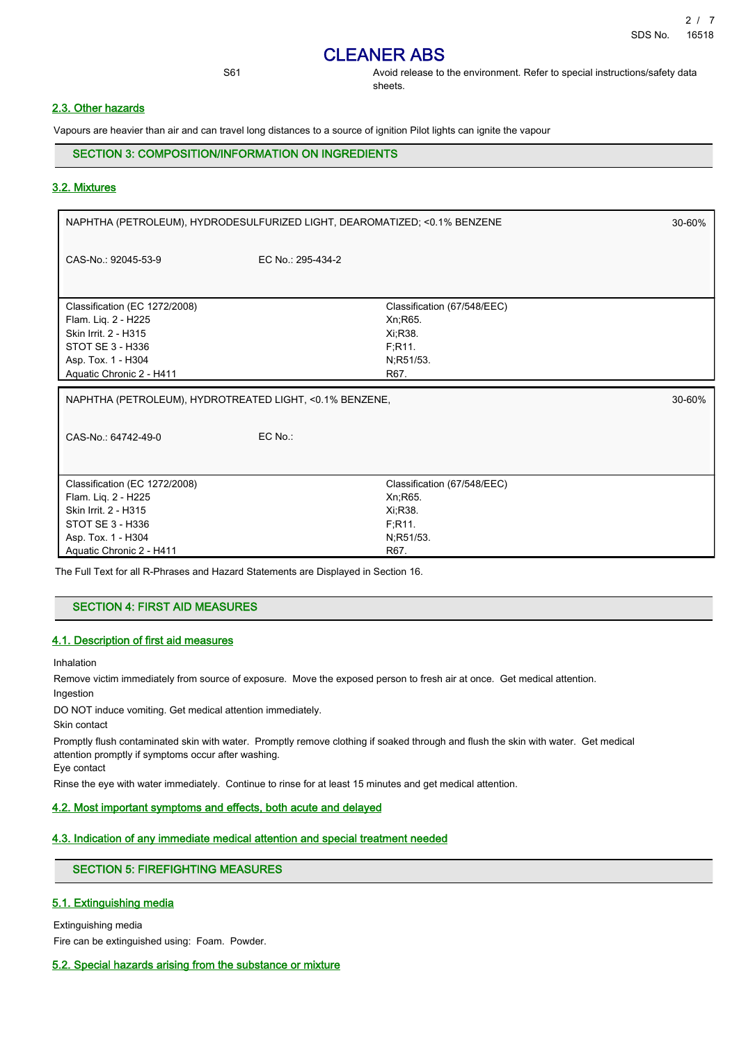| S61 | Avoid release to the environment. Refer to special instructions/safety data sheets. |
| --- | --- |

### 2.3. Other hazards

Vapours are heavier than air and can travel long distances to a source of ignition Pilot lights can ignite the vapour

## SECTION 3: COMPOSITION/INFORMATION ON INGREDIENTS

### 3.2. Mixtures

| NAPHTHA (PETROLEUM), HYDRODESULFURIZED LIGHT, DEAROMATIZED; <0.1% BENZENE | | 30-60% |
| --- | --- | --- |
| CAS-No.: 92045-53-9 | EC No.: 295-434-2 | |
| Classification (EC 1272/2008) | Classification (67/548/EEC) | |
| Flam. Liq. 2 - H225 | Xn;R65. | |
| Skin Irrit. 2 - H315 | Xi;R38. | |
| STOT SE 3 - H336 | F;R11. | |
| Asp. Tox. 1 - H304 | N;R51/53. | |
| Aquatic Chronic 2 - H411 | R67. | |

| NAPHTHA (PETROLEUM), HYDROTREATED LIGHT, <0.1% BENZENE, | | 30-60% |
| --- | --- | --- |
| CAS-No.: 64742-49-0 | EC No.: | |
| Classification (EC 1272/2008) | Classification (67/548/EEC) | |
| Flam. Liq. 2 - H225 | Xn;R65. | |
| Skin Irrit. 2 - H315 | Xi;R38. | |
| STOT SE 3 - H336 | F;R11. | |
| Asp. Tox. 1 - H304 | N;R51/53. | |
| Aquatic Chronic 2 - H411 | R67. | |

The Full Text for all R-Phrases and Hazard Statements are Displayed in Section 16.

## SECTION 4: FIRST AID MEASURES

### 4.1. Description of first aid measures

Inhalation

Remove victim immediately from source of exposure. Move the exposed person to fresh air at once. Get medical attention.

Ingestion

DO NOT induce vomiting. Get medical attention immediately.

Skin contact

Promptly flush contaminated skin with water. Promptly remove clothing if soaked through and flush the skin with water. Get medical attention promptly if symptoms occur after washing.

Eye contact

Rinse the eye with water immediately. Continue to rinse for at least 15 minutes and get medical attention.

### 4.2. Most important symptoms and effects, both acute and delayed

### 4.3. Indication of any immediate medical attention and special treatment needed

## SECTION 5: FIREFIGHTING MEASURES

### 5.1. Extinguishing media

Extinguishing media

Fire can be extinguished using: Foam. Powder.

### 5.2. Special hazards arising from the substance or mixture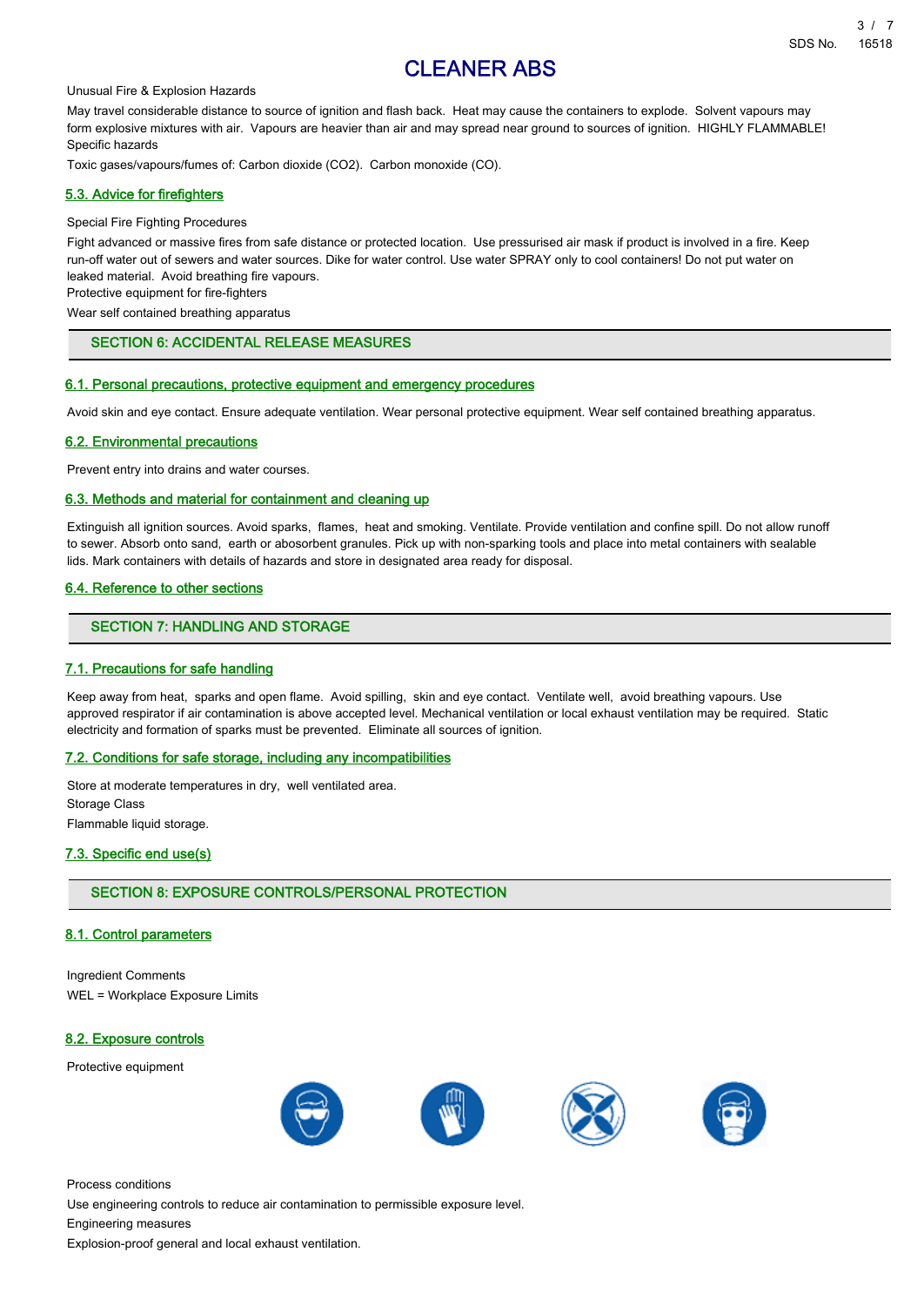# CLEANER ABS

Unusual Fire & Explosion Hazards

May travel considerable distance to source of ignition and flash back. Heat may cause the containers to explode. Solvent vapours may form explosive mixtures with air. Vapours are heavier than air and may spread near ground to sources of ignition. HIGHLY FLAMMABLE!

Specific hazards

Toxic gases/vapours/fumes of: Carbon dioxide ($CO_2$). Carbon monoxide (CO).

### 5.3. Advice for firefighters

Special Fire Fighting Procedures

Fight advanced or massive fires from safe distance or protected location. Use pressurised air mask if product is involved in a fire. Keep run-off water out of sewers and water sources. Dike for water control. Use water SPRAY only to cool containers! Do not put water on leaked material. Avoid breathing fire vapours.

Protective equipment for fire-fighters

Wear self contained breathing apparatus

## SECTION 6: ACCIDENTAL RELEASE MEASURES

### 6.1. Personal precautions, protective equipment and emergency procedures

Avoid skin and eye contact. Ensure adequate ventilation. Wear personal protective equipment. Wear self contained breathing apparatus.

### 6.2. Environmental precautions

Prevent entry into drains and water courses.

### 6.3. Methods and material for containment and cleaning up

Extinguish all ignition sources. Avoid sparks, flames, heat and smoking. Ventilate. Provide ventilation and confine spill. Do not allow runoff to sewer. Absorb onto sand, earth or abosorbent granules. Pick up with non-sparking tools and place into metal containers with sealable lids. Mark containers with details of hazards and store in designated area ready for disposal.

### 6.4. Reference to other sections

## SECTION 7: HANDLING AND STORAGE

### 7.1. Precautions for safe handling

Keep away from heat, sparks and open flame. Avoid spilling, skin and eye contact. Ventilate well, avoid breathing vapours. Use approved respirator if air contamination is above accepted level. Mechanical ventilation or local exhaust ventilation may be required. Static electricity and formation of sparks must be prevented. Eliminate all sources of ignition.

### 7.2. Conditions for safe storage, including any incompatibilities

Store at moderate temperatures in dry, well ventilated area.

Storage Class

Flammable liquid storage.

### 7.3. Specific end use(s)

## SECTION 8: EXPOSURE CONTROLS/PERSONAL PROTECTION

### 8.1. Control parameters

Ingredient Comments

WEL = Workplace Exposure Limits

### 8.2. Exposure controls

Protective equipment

Process conditions

Use engineering controls to reduce air contamination to permissible exposure level.

Engineering measures

Explosion-proof general and local exhaust ventilation.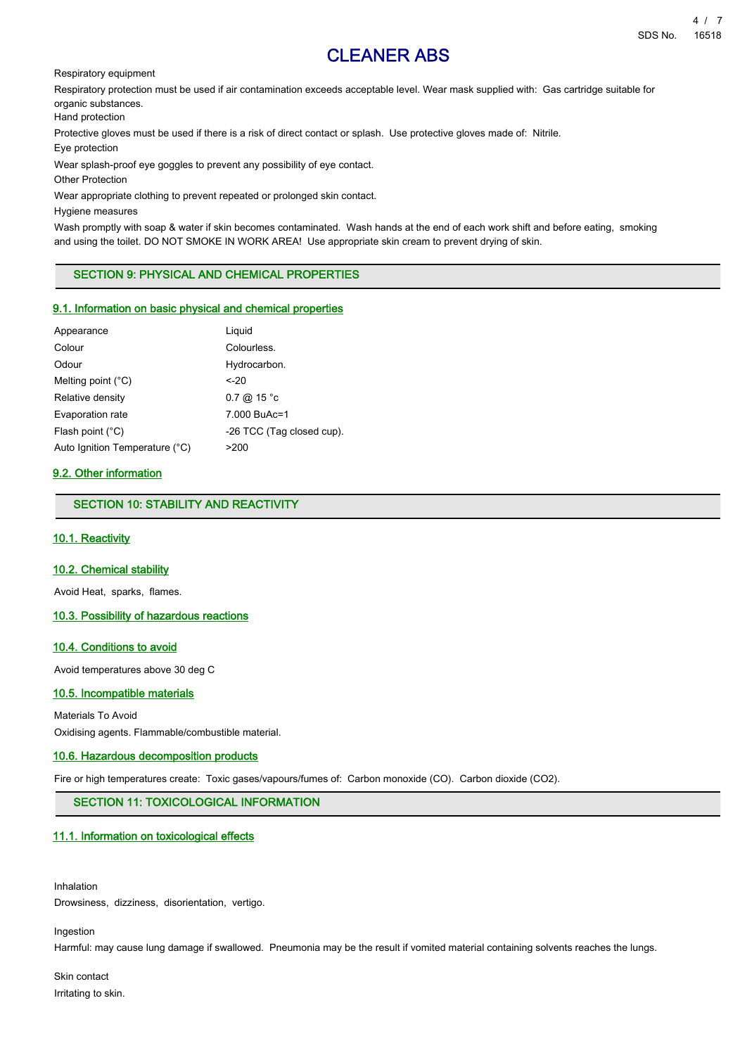Respiratory equipment

Respiratory protection must be used if air contamination exceeds acceptable level. Wear mask supplied with: Gas cartridge suitable for organic substances.

Hand protection

Protective gloves must be used if there is a risk of direct contact or splash. Use protective gloves made of: Nitrile.

Eye protection

Wear splash-proof eye goggles to prevent any possibility of eye contact.

Other Protection

Wear appropriate clothing to prevent repeated or prolonged skin contact.

Hygiene measures

Wash promptly with soap & water if skin becomes contaminated. Wash hands at the end of each work shift and before eating, smoking and using the toilet. DO NOT SMOKE IN WORK AREA! Use appropriate skin cream to prevent drying of skin.

## SECTION 9: PHYSICAL AND CHEMICAL PROPERTIES

### 9.1. Information on basic physical and chemical properties

| | |
|---|---|
| Appearance | Liquid |
| Colour | Colourless. |
| Odour | Hydrocarbon. |
| Melting point (°C) | <-20 |
| Relative density | 0.7 @ 15 °c |
| Evaporation rate | 7.000 BuAc=1 |
| Flash point (°C) | -26 TCC (Tag closed cup). |
| Auto Ignition Temperature (°C) | >200 |

### 9.2. Other information

## SECTION 10: STABILITY AND REACTIVITY

### 10.1. Reactivity

### 10.2. Chemical stability

Avoid Heat, sparks, flames.

### 10.3. Possibility of hazardous reactions

### 10.4. Conditions to avoid

Avoid temperatures above 30 deg C

### 10.5. Incompatible materials

Materials To Avoid

Oxidising agents. Flammable/combustible material.

### 10.6. Hazardous decomposition products

Fire or high temperatures create: Toxic gases/vapours/fumes of: Carbon monoxide (CO). Carbon dioxide ($CO_2$).

## SECTION 11: TOXICOLOGICAL INFORMATION

### 11.1. Information on toxicological effects

Inhalation

Drowsiness, dizziness, disorientation, vertigo.

Ingestion

Harmful: may cause lung damage if swallowed. Pneumonia may be the result if vomited material containing solvents reaches the lungs.

Skin contact

Irritating to skin.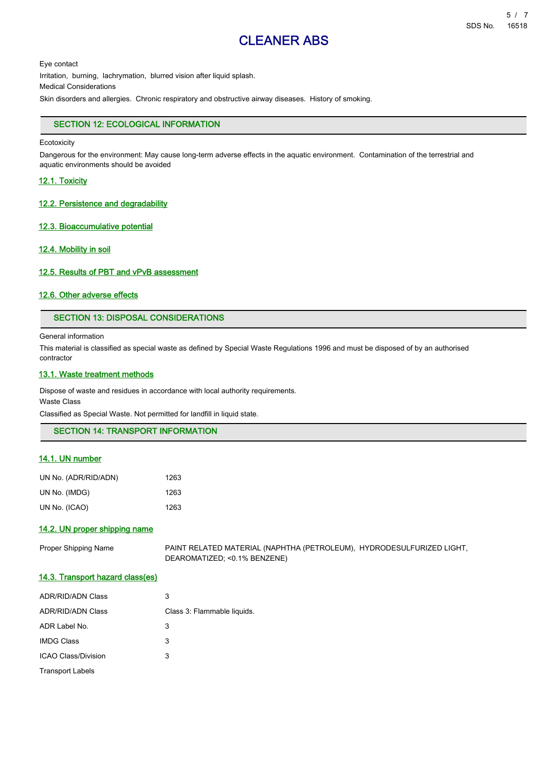Eye contact

Irritation, burning, lachrymation, blurred vision after liquid splash.

Medical Considerations

Skin disorders and allergies. Chronic respiratory and obstructive airway diseases. History of smoking.

## SECTION 12: ECOLOGICAL INFORMATION

Ecotoxicity

Dangerous for the environment: May cause long-term adverse effects in the aquatic environment. Contamination of the terrestrial and aquatic environments should be avoided

### 12.1. Toxicity

### 12.2. Persistence and degradability

### 12.3. Bioaccumulative potential

### 12.4. Mobility in soil

### 12.5. Results of PBT and vPvB assessment

### 12.6. Other adverse effects

## SECTION 13: DISPOSAL CONSIDERATIONS

General information

This material is classified as special waste as defined by Special Waste Regulations 1996 and must be disposed of by an authorised contractor

### 13.1. Waste treatment methods

Dispose of waste and residues in accordance with local authority requirements.

Waste Class

Classified as Special Waste. Not permitted for landfill in liquid state.

## SECTION 14: TRANSPORT INFORMATION

### 14.1. UN number

| | |
|---|---|
| UN No. (ADR/RID/ADN) | 1263 |
| UN No. (IMDG) | 1263 |
| UN No. (ICAO) | 1263 |

### 14.2. UN proper shipping name

| | |
|---|---|
| Proper Shipping Name | PAINT RELATED MATERIAL (NAPHTHA (PETROLEUM), HYDRODESULFURIZED LIGHT, DEAROMATIZED; <0.1% BENZENE) |

### 14.3. Transport hazard class(es)

| | |
|---|---|
| ADR/RID/ADN Class | 3 |
| ADR/RID/ADN Class | Class 3: Flammable liquids. |
| ADR Label No. | 3 |
| IMDG Class | 3 |
| ICAO Class/Division | 3 |

Transport Labels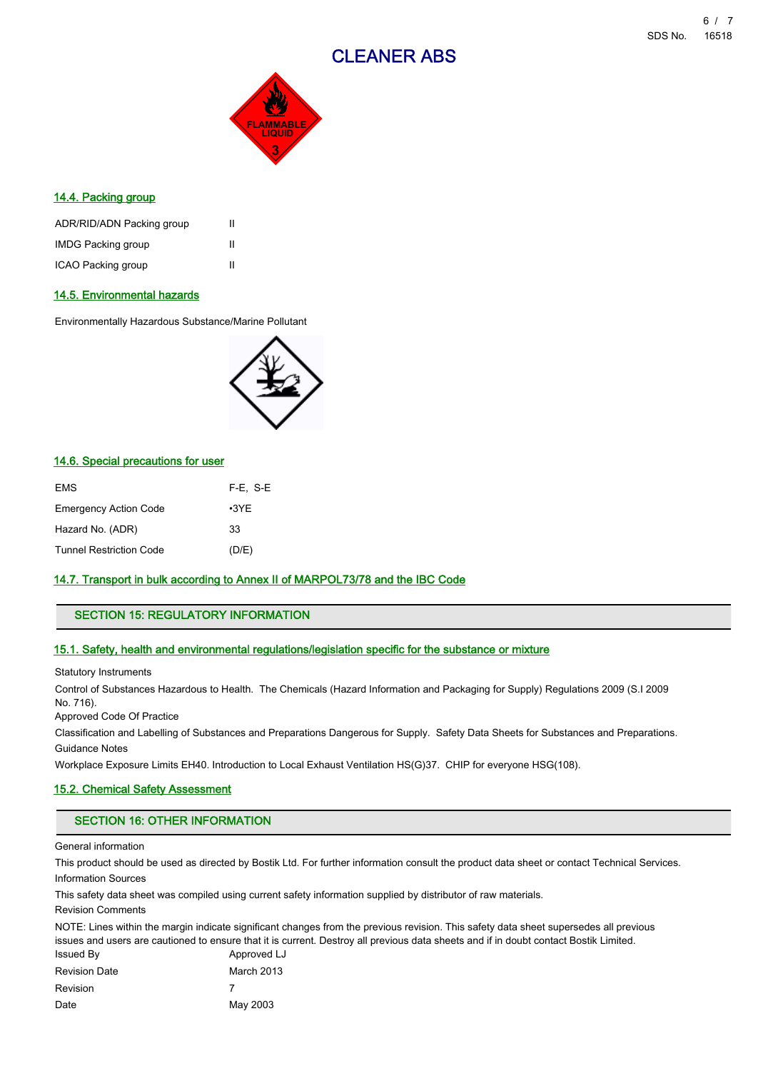# CLEANER ABS

### 14.4. Packing group

| | |
|---|---|
| ADR/RID/ADN Packing group | II |
| IMDG Packing group | II |
| ICAO Packing group | II |

### 14.5. Environmental hazards

Environmentally Hazardous Substance/Marine Pollutant

### 14.6. Special precautions for user

| | |
|---|---|
| EMS | F-E, S-E |
| Emergency Action Code | •3YE |
| Hazard No. (ADR) | 33 |
| Tunnel Restriction Code | (D/E) |

### 14.7. Transport in bulk according to Annex II of MARPOL73/78 and the IBC Code

## SECTION 15: REGULATORY INFORMATION

### 15.1. Safety, health and environmental regulations/legislation specific for the substance or mixture

Statutory Instruments

Control of Substances Hazardous to Health. The Chemicals (Hazard Information and Packaging for Supply) Regulations 2009 (S.I 2009 No. 716).

Approved Code Of Practice

Classification and Labelling of Substances and Preparations Dangerous for Supply. Safety Data Sheets for Substances and Preparations.

Guidance Notes

Workplace Exposure Limits EH40. Introduction to Local Exhaust Ventilation HS(G)37. CHIP for everyone HSG(108).

### 15.2. Chemical Safety Assessment

## SECTION 16: OTHER INFORMATION

General information

This product should be used as directed by Bostik Ltd. For further information consult the product data sheet or contact Technical Services.

Information Sources

This safety data sheet was compiled using current safety information supplied by distributor of raw materials.

Revision Comments

NOTE: Lines within the margin indicate significant changes from the previous revision. This safety data sheet supersedes all previous issues and users are cautioned to ensure that it is current. Destroy all previous data sheets and if in doubt contact Bostik Limited.

| | |
|---|---|
| Issued By | Approved LJ |
| Revision Date | March 2013 |
| Revision | 7 |
| Date | May 2003 |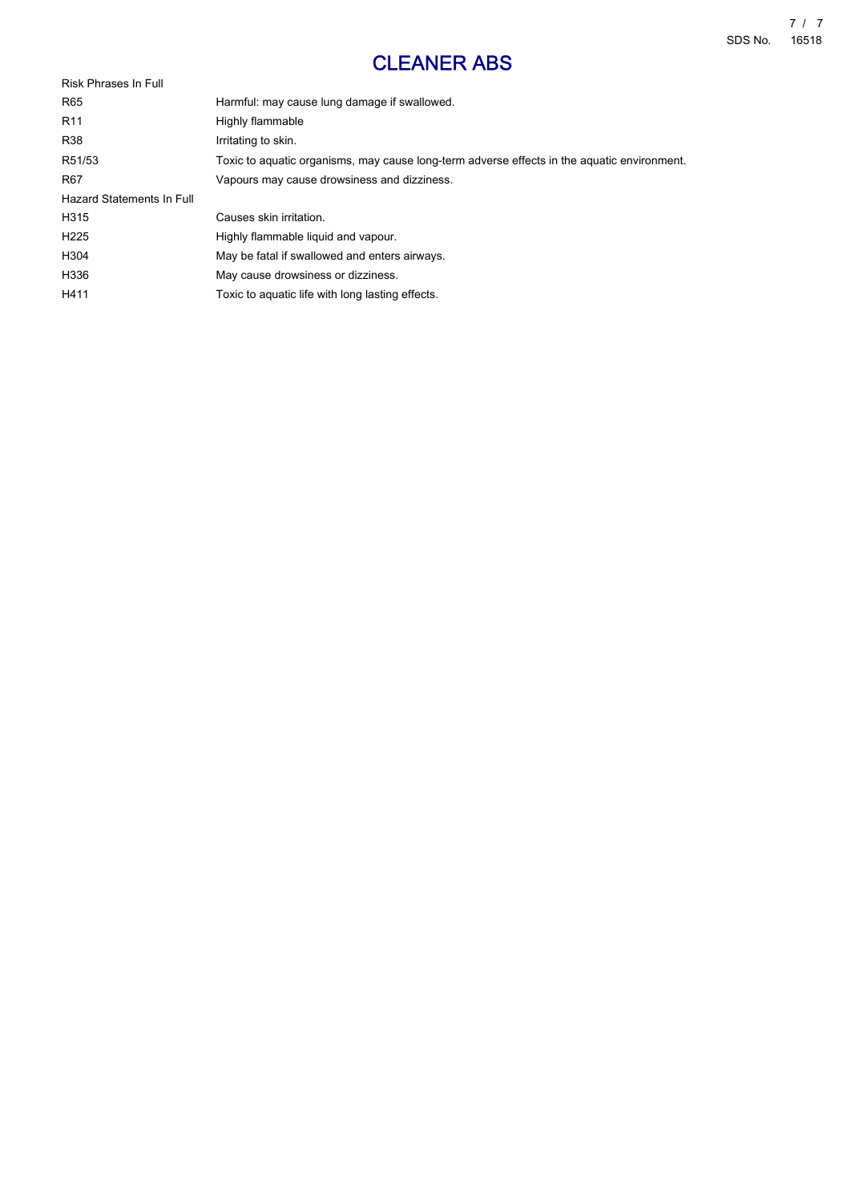Risk Phrases In Full

| | |
|---|---|
| R65 | Harmful: may cause lung damage if swallowed. |
| R11 | Highly flammable |
| R38 | Irritating to skin. |
| R51/53 | Toxic to aquatic organisms, may cause long-term adverse effects in the aquatic environment. |
| R67 | Vapours may cause drowsiness and dizziness. |

Hazard Statements In Full

| | |
|---|---|
| H315 | Causes skin irritation. |
| H225 | Highly flammable liquid and vapour. |
| H304 | May be fatal if swallowed and enters airways. |
| H336 | May cause drowsiness or dizziness. |
| H411 | Toxic to aquatic life with long lasting effects. |